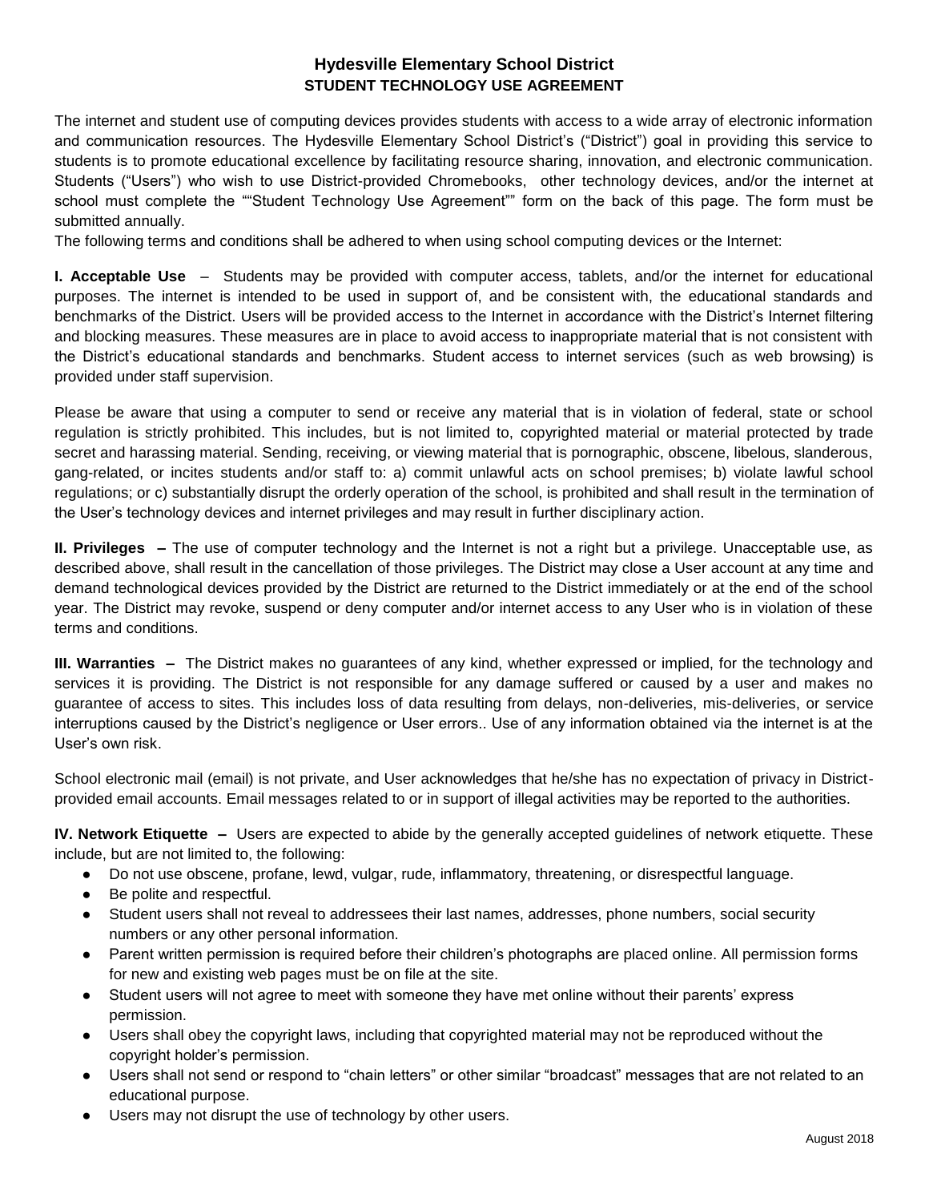# Hydesville Elementary School District
## STUDENT TECHNOLOGY USE AGREEMENT

The internet and student use of computing devices provides students with access to a wide array of electronic information and communication resources. The Hydesville Elementary School District's ("District") goal in providing this service to students is to promote educational excellence by facilitating resource sharing, innovation, and electronic communication. Students ("Users") who wish to use District-provided Chromebooks, other technology devices, and/or the internet at school must complete the ""Student Technology Use Agreement"" form on the back of this page. The form must be submitted annually.

The following terms and conditions shall be adhered to when using school computing devices or the Internet:

**I. Acceptable Use** – Students may be provided with computer access, tablets, and/or the internet for educational purposes. The internet is intended to be used in support of, and be consistent with, the educational standards and benchmarks of the District. Users will be provided access to the Internet in accordance with the District's Internet filtering and blocking measures. These measures are in place to avoid access to inappropriate material that is not consistent with the District's educational standards and benchmarks. Student access to internet services (such as web browsing) is provided under staff supervision.

Please be aware that using a computer to send or receive any material that is in violation of federal, state or school regulation is strictly prohibited. This includes, but is not limited to, copyrighted material or material protected by trade secret and harassing material. Sending, receiving, or viewing material that is pornographic, obscene, libelous, slanderous, gang-related, or incites students and/or staff to: a) commit unlawful acts on school premises; b) violate lawful school regulations; or c) substantially disrupt the orderly operation of the school, is prohibited and shall result in the termination of the User's technology devices and internet privileges and may result in further disciplinary action.

**II. Privileges –** The use of computer technology and the Internet is not a right but a privilege. Unacceptable use, as described above, shall result in the cancellation of those privileges. The District may close a User account at any time and demand technological devices provided by the District are returned to the District immediately or at the end of the school year. The District may revoke, suspend or deny computer and/or internet access to any User who is in violation of these terms and conditions.

**III. Warranties –** The District makes no guarantees of any kind, whether expressed or implied, for the technology and services it is providing. The District is not responsible for any damage suffered or caused by a user and makes no guarantee of access to sites. This includes loss of data resulting from delays, non-deliveries, mis-deliveries, or service interruptions caused by the District's negligence or User errors.. Use of any information obtained via the internet is at the User's own risk.

School electronic mail (email) is not private, and User acknowledges that he/she has no expectation of privacy in District-provided email accounts. Email messages related to or in support of illegal activities may be reported to the authorities.

**IV. Network Etiquette –** Users are expected to abide by the generally accepted guidelines of network etiquette. These include, but are not limited to, the following:

- Do not use obscene, profane, lewd, vulgar, rude, inflammatory, threatening, or disrespectful language.
- Be polite and respectful.
- Student users shall not reveal to addressees their last names, addresses, phone numbers, social security numbers or any other personal information.
- Parent written permission is required before their children's photographs are placed online. All permission forms for new and existing web pages must be on file at the site.
- Student users will not agree to meet with someone they have met online without their parents' express permission.
- Users shall obey the copyright laws, including that copyrighted material may not be reproduced without the copyright holder's permission.
- Users shall not send or respond to "chain letters" or other similar "broadcast" messages that are not related to an educational purpose.
- Users may not disrupt the use of technology by other users.

August 2018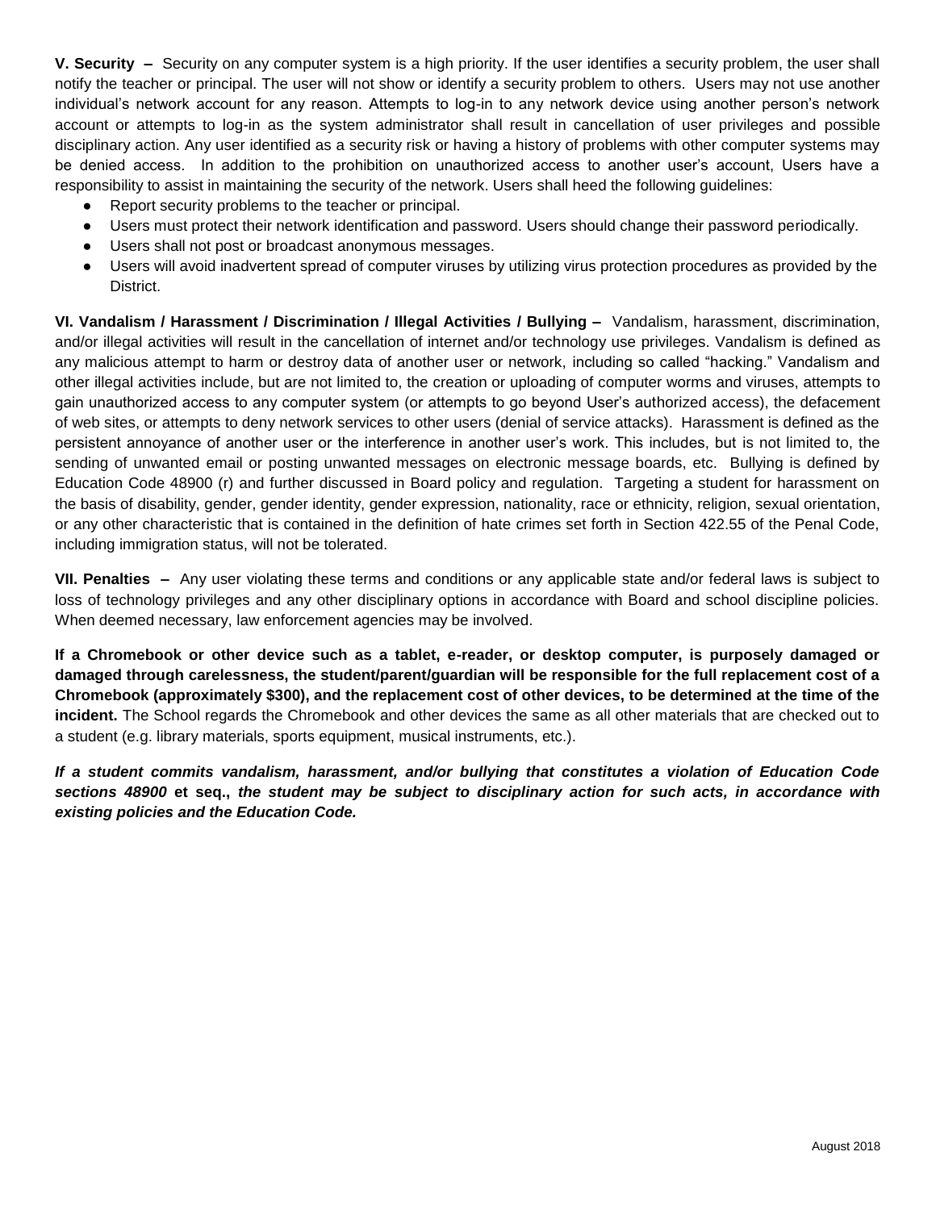**V. Security –** Security on any computer system is a high priority. If the user identifies a security problem, the user shall notify the teacher or principal. The user will not show or identify a security problem to others. Users may not use another individual's network account for any reason. Attempts to log-in to any network device using another person's network account or attempts to log-in as the system administrator shall result in cancellation of user privileges and possible disciplinary action. Any user identified as a security risk or having a history of problems with other computer systems may be denied access. In addition to the prohibition on unauthorized access to another user's account, Users have a responsibility to assist in maintaining the security of the network. Users shall heed the following guidelines:

- Report security problems to the teacher or principal.
- Users must protect their network identification and password. Users should change their password periodically.
- Users shall not post or broadcast anonymous messages.
- Users will avoid inadvertent spread of computer viruses by utilizing virus protection procedures as provided by the District.

**VI. Vandalism / Harassment / Discrimination / Illegal Activities / Bullying –** Vandalism, harassment, discrimination, and/or illegal activities will result in the cancellation of internet and/or technology use privileges. Vandalism is defined as any malicious attempt to harm or destroy data of another user or network, including so called "hacking." Vandalism and other illegal activities include, but are not limited to, the creation or uploading of computer worms and viruses, attempts to gain unauthorized access to any computer system (or attempts to go beyond User's authorized access), the defacement of web sites, or attempts to deny network services to other users (denial of service attacks). Harassment is defined as the persistent annoyance of another user or the interference in another user's work. This includes, but is not limited to, the sending of unwanted email or posting unwanted messages on electronic message boards, etc. Bullying is defined by Education Code 48900 (r) and further discussed in Board policy and regulation. Targeting a student for harassment on the basis of disability, gender, gender identity, gender expression, nationality, race or ethnicity, religion, sexual orientation, or any other characteristic that is contained in the definition of hate crimes set forth in Section 422.55 of the Penal Code, including immigration status, will not be tolerated.

**VII. Penalties –** Any user violating these terms and conditions or any applicable state and/or federal laws is subject to loss of technology privileges and any other disciplinary options in accordance with Board and school discipline policies. When deemed necessary, law enforcement agencies may be involved.

**If a Chromebook or other device such as a tablet, e-reader, or desktop computer, is purposely damaged or damaged through carelessness, the student/parent/guardian will be responsible for the full replacement cost of a Chromebook (approximately $300), and the replacement cost of other devices, to be determined at the time of the incident.** The School regards the Chromebook and other devices the same as all other materials that are checked out to a student (e.g. library materials, sports equipment, musical instruments, etc.).

***If a student commits vandalism, harassment, and/or bullying that constitutes a violation of Education Code sections 48900* et seq., *the student may be subject to disciplinary action for such acts, in accordance with existing policies and the Education Code.***

August 2018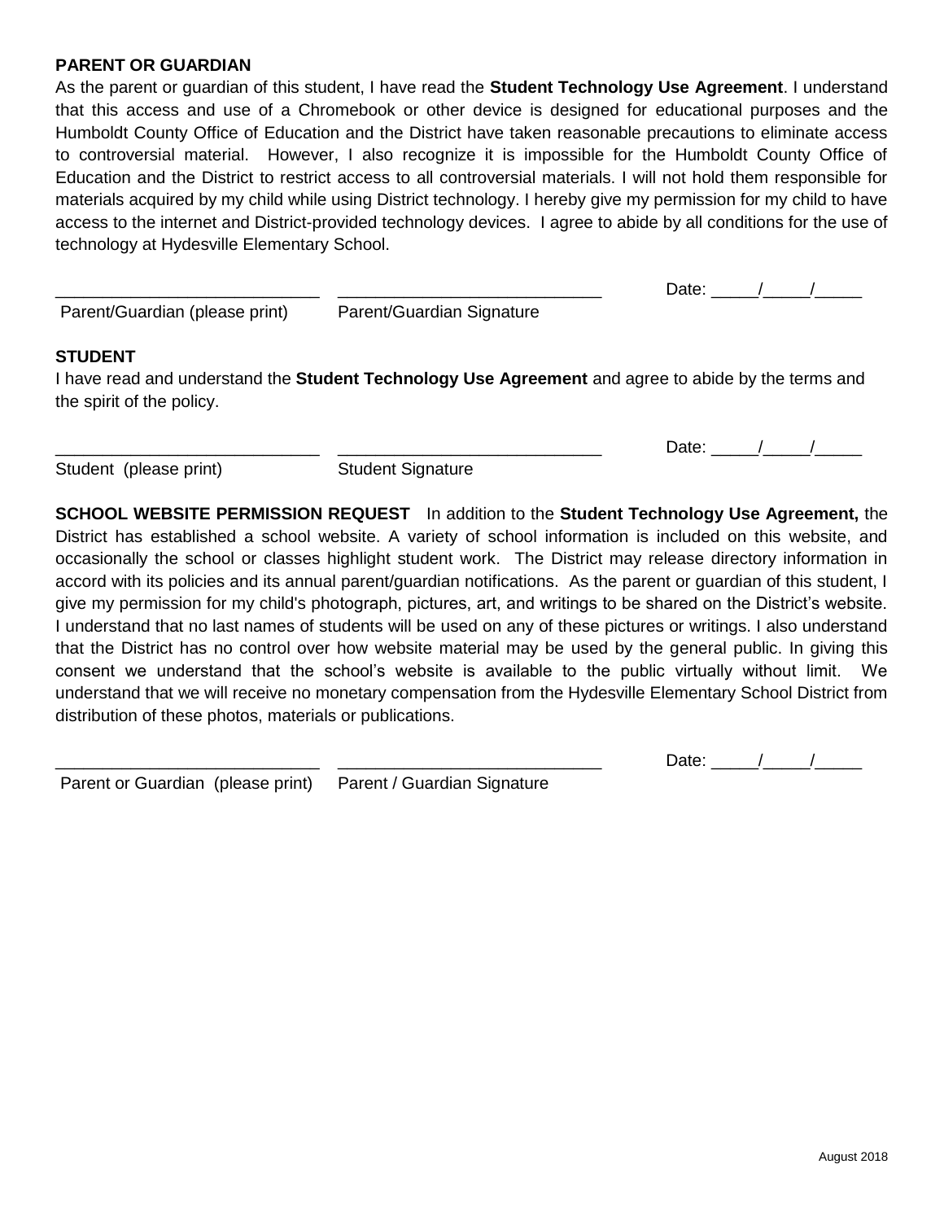**PARENT OR GUARDIAN**

As the parent or guardian of this student, I have read the **Student Technology Use Agreement**. I understand that this access and use of a Chromebook or other device is designed for educational purposes and the Humboldt County Office of Education and the District have taken reasonable precautions to eliminate access to controversial material. However, I also recognize it is impossible for the Humboldt County Office of Education and the District to restrict access to all controversial materials. I will not hold them responsible for materials acquired by my child while using District technology. I hereby give my permission for my child to have access to the internet and District-provided technology devices. I agree to abide by all conditions for the use of technology at Hydesville Elementary School.

___________________________ ___________________________ Date: _____/_____/_____

Parent/Guardian (please print) Parent/Guardian Signature

**STUDENT**

I have read and understand the **Student Technology Use Agreement** and agree to abide by the terms and the spirit of the policy.

___________________________ ___________________________ Date: _____/_____/_____

Student (please print) Student Signature

**SCHOOL WEBSITE PERMISSION REQUEST** In addition to the **Student Technology Use Agreement,** the District has established a school website. A variety of school information is included on this website, and occasionally the school or classes highlight student work. The District may release directory information in accord with its policies and its annual parent/guardian notifications. As the parent or guardian of this student, I give my permission for my child's photograph, pictures, art, and writings to be shared on the District's website. I understand that no last names of students will be used on any of these pictures or writings. I also understand that the District has no control over how website material may be used by the general public. In giving this consent we understand that the school's website is available to the public virtually without limit. We understand that we will receive no monetary compensation from the Hydesville Elementary School District from distribution of these photos, materials or publications.

___________________________ ___________________________ Date: _____/_____/_____

Parent or Guardian (please print) Parent / Guardian Signature

August 2018